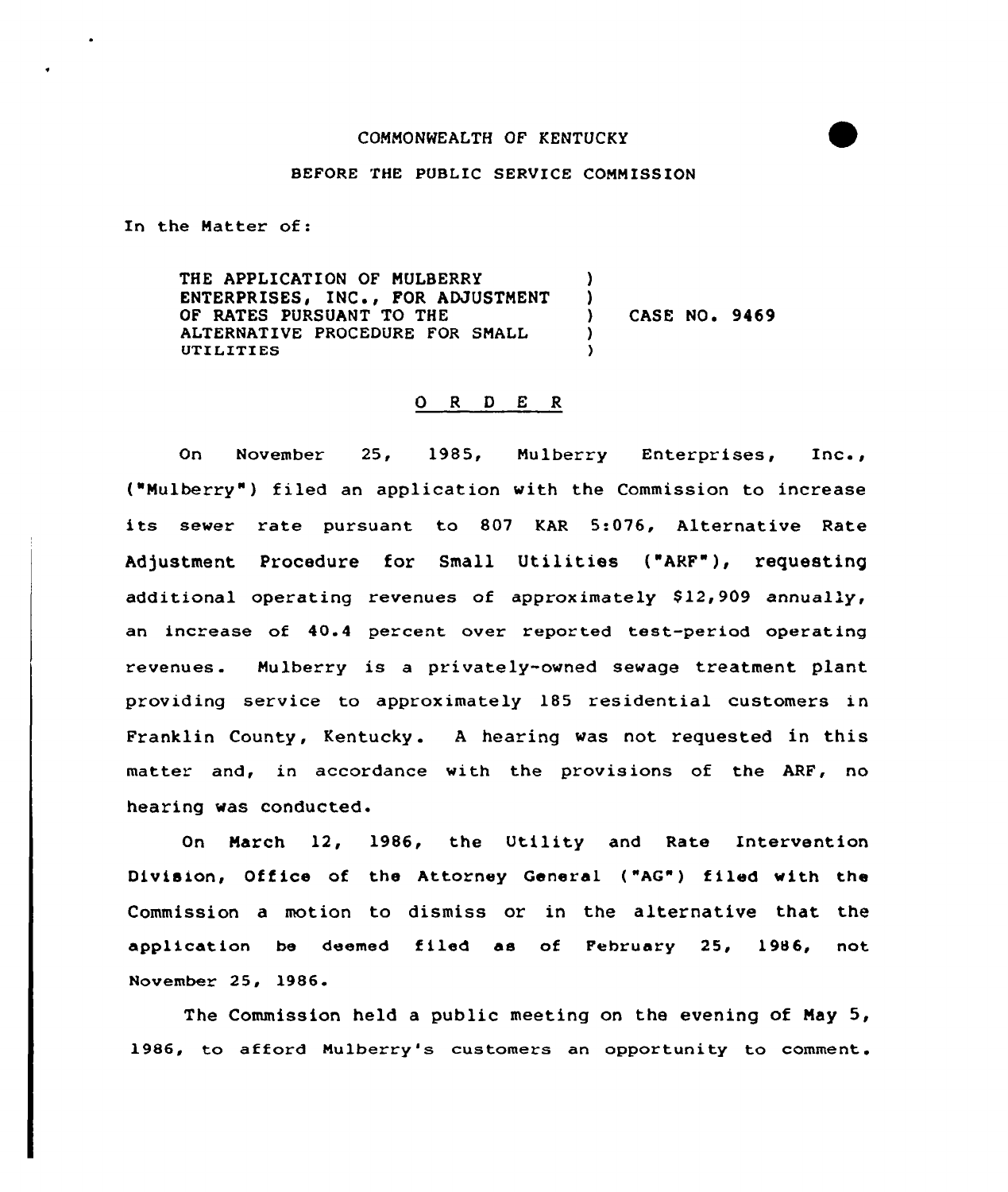COMMONWEALTH OF KENTUCKY

BEFORE THE PUBLIC SERVICE COMMISSION

In the Matter of:

| | | |
|---|---|---|
| THE APPLICATION OF MULBERRY ENTERPRISES, INC., FOR ADJUSTMENT OF RATES PURSUANT TO THE ALTERNATIVE PROCEDURE FOR SMALL UTILITIES | ) ) ) ) ) | CASE NO. 9469 |

O R D E R

On November 25, 1985, Mulberry Enterprises, Inc., ("Mulberry") filed an application with the Commission to increase its sewer rate pursuant to 807 KAR 5:076, Alternative Rate Adjustment Procedure for Small Utilities ("ARF"), requesting additional operating revenues of approximately $12,909 annually, an increase of 40.4 percent over reported test-period operating revenues. Mulberry is a privately-owned sewage treatment plant providing service to approximately 185 residential customers in Franklin County, Kentucky. A hearing was not requested in this matter and, in accordance with the provisions of the ARF, no hearing was conducted.

On March 12, 1986, the Utility and Rate Intervention Division, Office of the Attorney General ("AG") filed with the Commission a motion to dismiss or in the alternative that the application be deemed filed as of February 25, 1986, not November 25, 1986.

The Commission held a public meeting on the evening of May 5, 1986, to afford Mulberry's customers an opportunity to comment.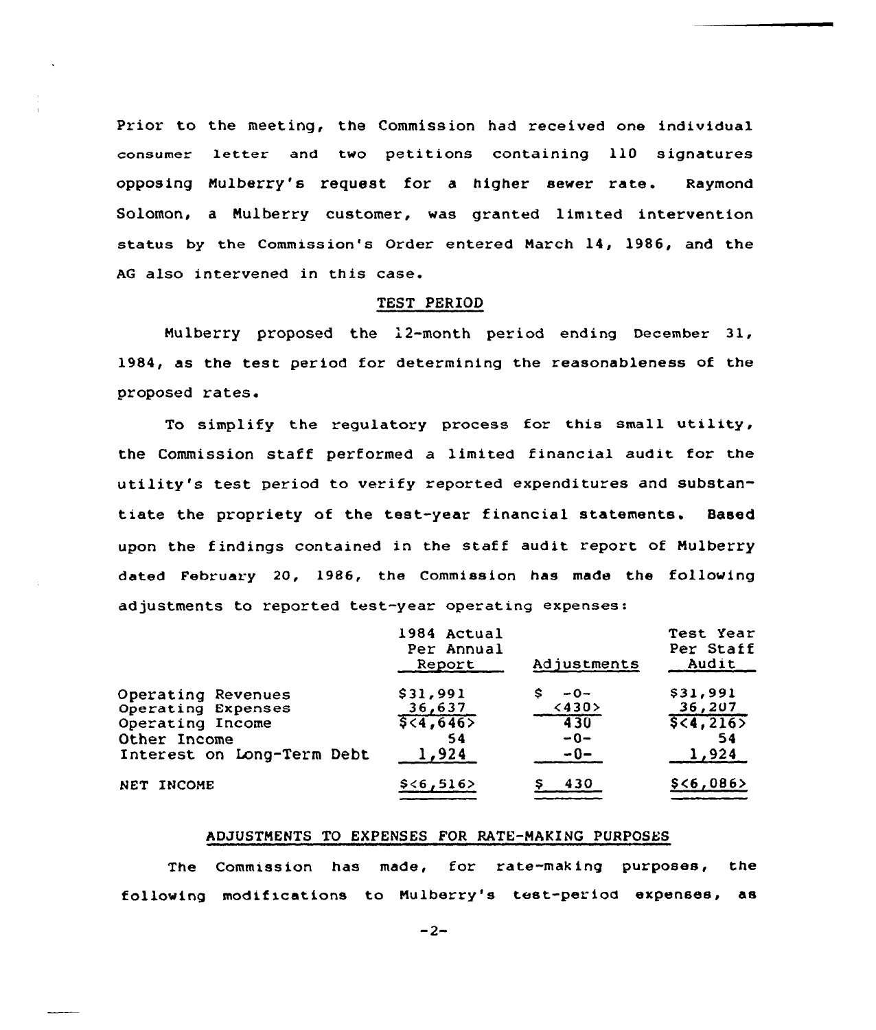Prior to the meeting, the Commission had received one individual consumer letter and two petitions containing 110 signatures opposing Mulberry's request for a higher sewer rate. Raymond Solomon, a Mulberry customer, was granted limited intervention status by the Commission's Order entered March 14, 1986, and the AG also intervened in this case.

## TEST PERIOD

Mulberry proposed the 12-month period ending December 31, 1984, as the test period for determining the reasonableness of the proposed rates.

To simplify the regulatory process for this small utility, the Commission staff performed a limited financial audit for the utility's test period to verify reported expenditures and substantiate the propriety of the test-year financial statements. Based upon the findings contained in the staff audit report of Mulberry dated February 20, 1986, the Commission has made the following adjustments to reported test-year operating expenses:

| | 1984 Actual Per Annual Report | Adjustments | Test Year Per Staff Audit |
|---|---|---|---|
| Operating Revenues | $31,991 | $ -0- | $31,991 |
| Operating Expenses | 36,637 | <430> | 36,207 |
| Operating Income | $<4,646> | 430 | $<4,216> |
| Other Income | 54 | -0- | 54 |
| Interest on Long-Term Debt | 1,924 | -0- | 1,924 |
| NET INCOME | $<6,516> | $ 430 | $<6,086> |

## ADJUSTMENTS TO EXPENSES FOR RATE-MAKING PURPOSES

The Commission has made, for rate-making purposes, the following modifications to Mulberry's test-period expenses, as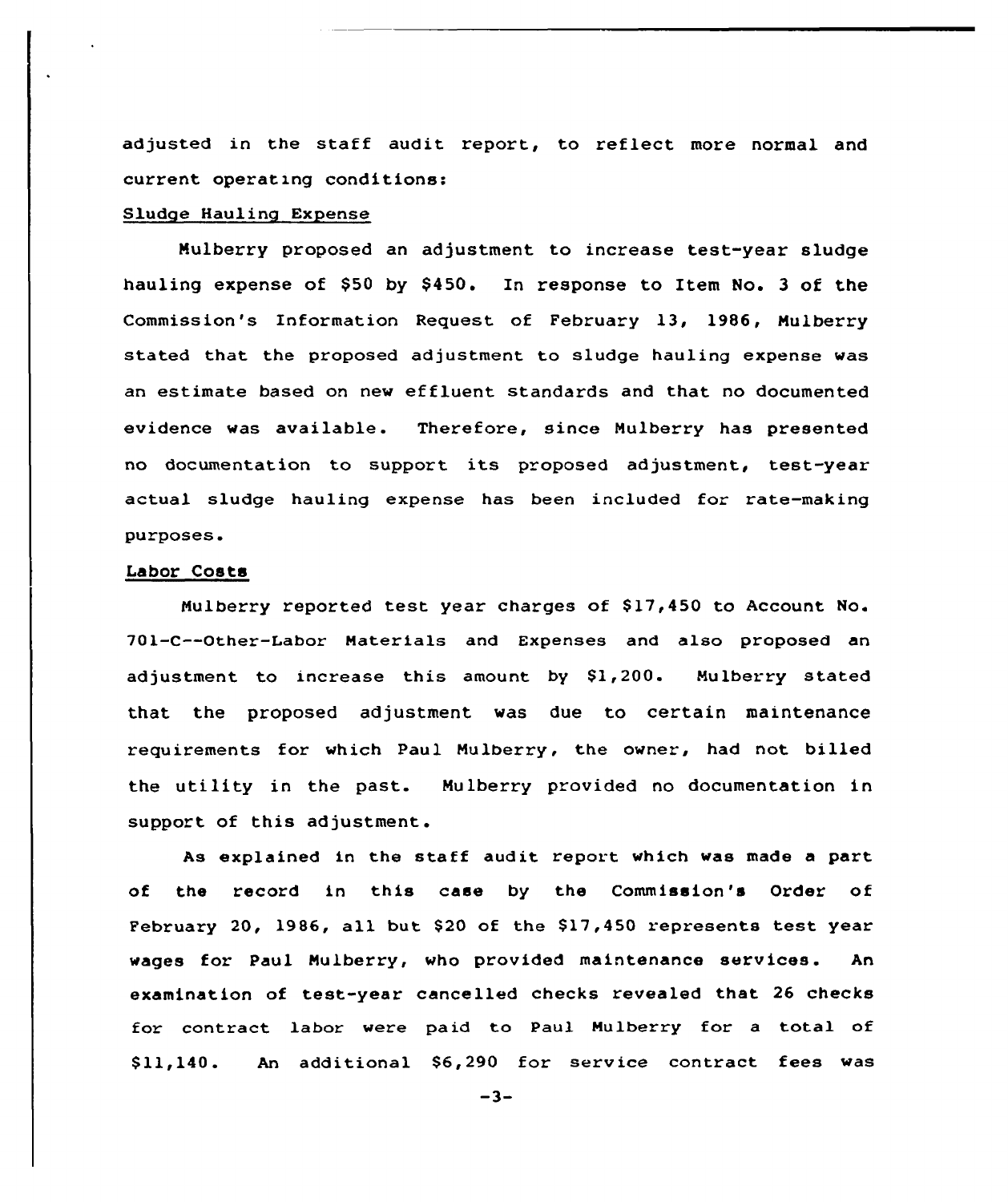adjusted in the staff audit report, to reflect more normal and current operating conditions:

Sludge Hauling Expense

Mulberry proposed an adjustment to increase test-year sludge hauling expense of $50 by $450. In response to Item No. 3 of the Commission's Information Request of February 13, 1986, Mulberry stated that the proposed adjustment to sludge hauling expense was an estimate based on new effluent standards and that no documented evidence was available. Therefore, since Mulberry has presented no documentation to support its proposed adjustment, test-year actual sludge hauling expense has been included for rate-making purposes.

Labor Costs

Mulberry reported test year charges of $17,450 to Account No. 701-C--Other-Labor Materials and Expenses and also proposed an adjustment to increase this amount by $1,200. Mulberry stated that the proposed adjustment was due to certain maintenance requirements for which Paul Mulberry, the owner, had not billed the utility in the past. Mulberry provided no documentation in support of this adjustment.

As explained in the staff audit report which was made a part of the record in this case by the Commission's Order of February 20, 1986, all but $20 of the $17,450 represents test year wages for Paul Mulberry, who provided maintenance services. An examination of test-year cancelled checks revealed that 26 checks for contract labor were paid to Paul Mulberry for a total of $11,140. An additional $6,290 for service contract fees was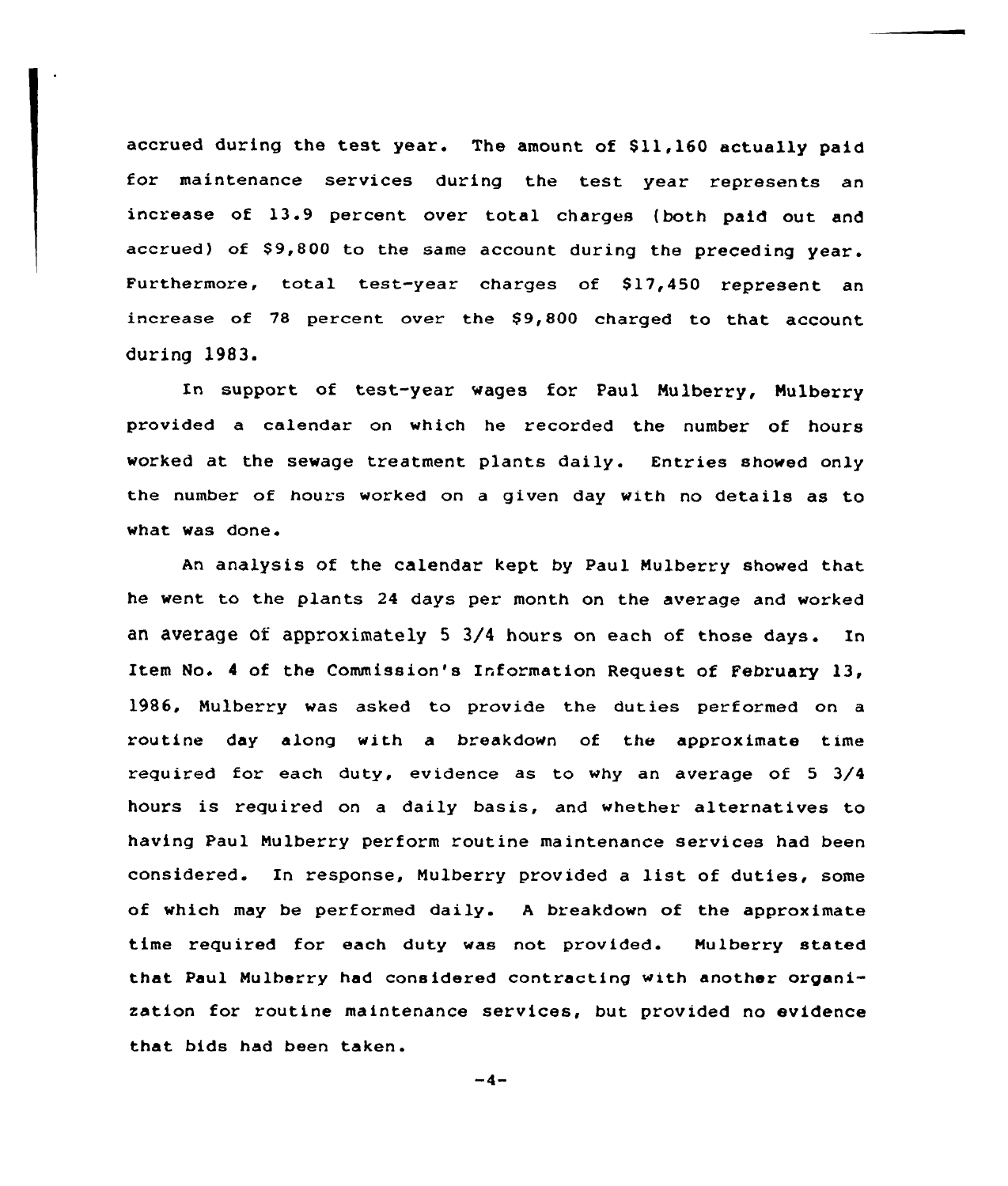accrued during the test year. The amount of $11,160 actually paid for maintenance services during the test year represents an increase of 13.9 percent over total charges (both paid out and accrued) of $9,800 to the same account during the preceding year. Furthermore, total test-year charges of $17,450 represent an increase of 78 percent over the $9,800 charged to that account during 1983.

In support of test-year wages for Paul Mulberry, Mulberry provided a calendar on which he recorded the number of hours worked at the sewage treatment plants daily. Entries showed only the number of hours worked on a given day with no details as to what was done.

An analysis of the calendar kept by Paul Mulberry showed that he went to the plants 24 days per month on the average and worked an average of approximately 5 3/4 hours on each of those days. In Item No. 4 of the Commission's Information Request of February 13, 1986, Mulberry was asked to provide the duties performed on a routine day along with a breakdown of the approximate time required for each duty, evidence as to why an average of 5 3/4 hours is required on a daily basis, and whether alternatives to having Paul Mulberry perform routine maintenance services had been considered. In response, Mulberry provided a list of duties, some of which may be performed daily. A breakdown of the approximate time required for each duty was not provided. Mulberry stated that Paul Mulberry had considered contracting with another organization for routine maintenance services, but provided no evidence that bids had been taken.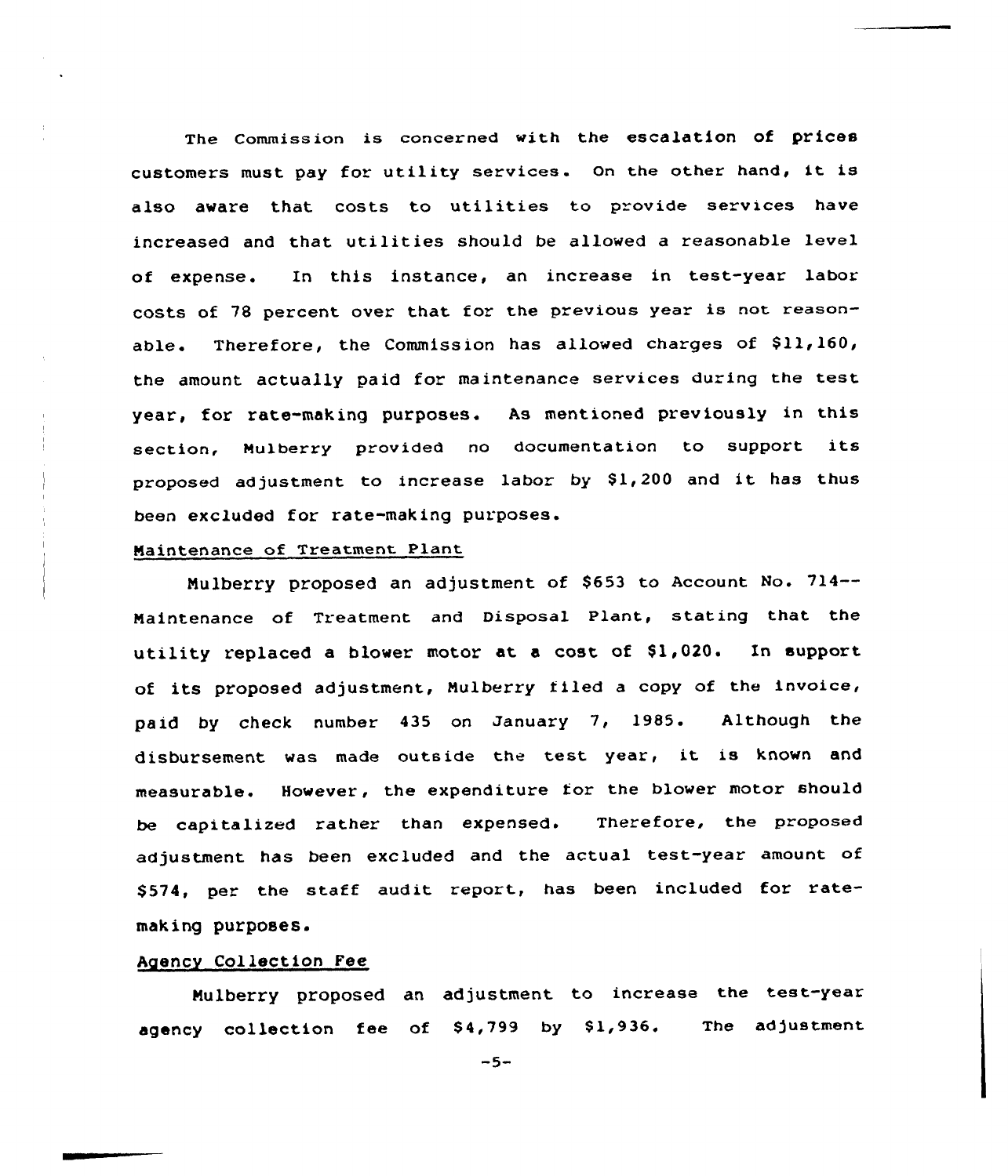The Commission is concerned with the escalation of prices customers must pay for utility services. On the other hand, it is also aware that costs to utilities to provide services have increased and that utilities should be allowed a reasonable level of expense. In this instance, an increase in test-year labor costs of 78 percent over that for the previous year is not reasonable. Therefore, the Commission has allowed charges of $11,160, the amount actually paid for maintenance services during the test year, for rate-making purposes. As mentioned previously in this section, Mulberry provided no documentation to support its proposed adjustment to increase labor by $1,200 and it has thus been excluded for rate-making purposes.

Maintenance of Treatment Plant

Mulberry proposed an adjustment of $653 to Account No. 714--Maintenance of Treatment and Disposal Plant, stating that the utility replaced a blower motor at a cost of $1,020. In support of its proposed adjustment, Mulberry filed a copy of the invoice, paid by check number 435 on January 7, 1985. Although the disbursement was made outside the test year, it is known and measurable. However, the expenditure for the blower motor should be capitalized rather than expensed. Therefore, the proposed adjustment has been excluded and the actual test-year amount of $574, per the staff audit report, has been included for rate-making purposes.

Agency Collection Fee

Mulberry proposed an adjustment to increase the test-year agency collection fee of $4,799 by $1,936. The adjustment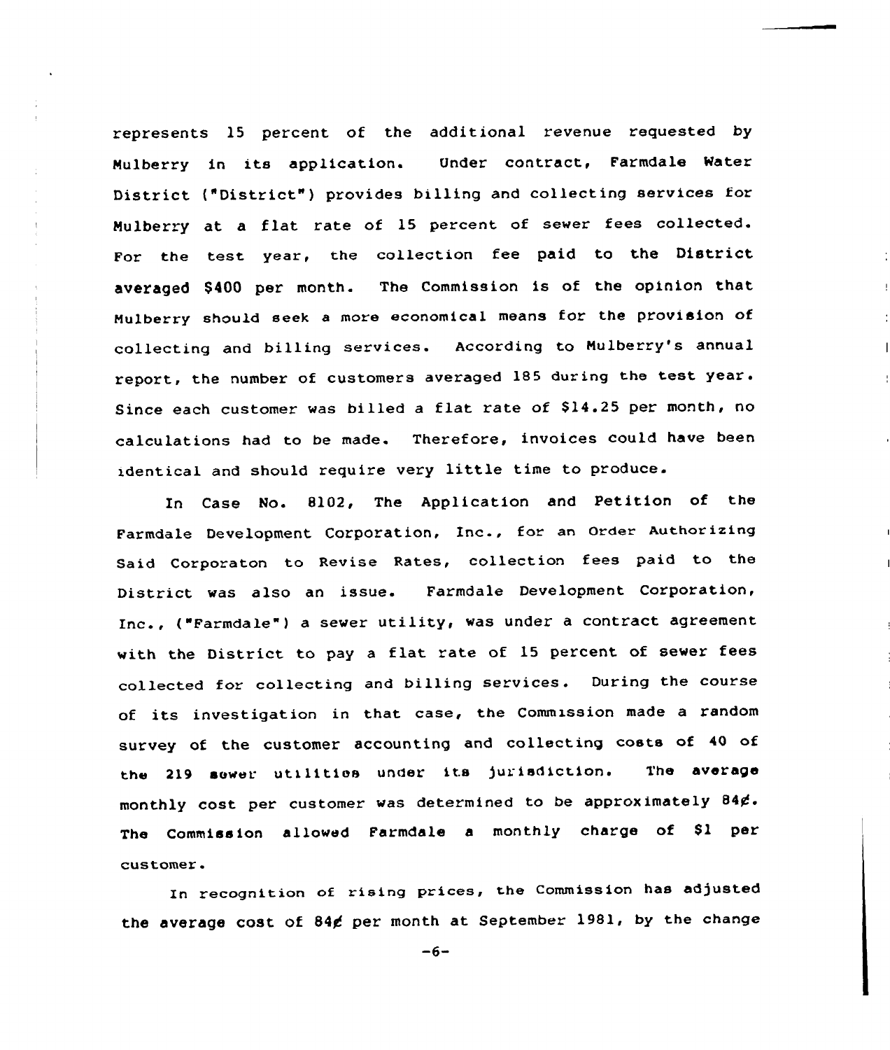represents 15 percent of the additional revenue requested by Mulberry in its application. Under contract, Farmdale Water District ("District") provides billing and collecting services for Mulberry at a flat rate of 15 percent of sewer fees collected. For the test year, the collection fee paid to the District averaged $400 per month. The Commission is of the opinion that Mulberry should seek a more economical means for the provision of collecting and billing services. According to Mulberry's annual report, the number of customers averaged 185 during the test year. Since each customer was billed a flat rate of $14.25 per month, no calculations had to be made. Therefore, invoices could have been identical and should require very little time to produce.

In Case No. 8102, The Application and Petition of the Farmdale Development Corporation, Inc., for an Order Authorizing Said Corporaton to Revise Rates, collection fees paid to the District was also an issue. Farmdale Development Corporation, Inc., ("Farmdale") a sewer utility, was under a contract agreement with the District to pay a flat rate of 15 percent of sewer fees collected for collecting and billing services. During the course of its investigation in that case, the Commission made a random survey of the customer accounting and collecting costs of 40 of the 219 sewer utilities under its jurisdiction. The average monthly cost per customer was determined to be approximately 84¢. The Commission allowed Farmdale a monthly charge of $1 per customer.

In recognition of rising prices, the Commission has adjusted the average cost of 84¢ per month at September 1981, by the change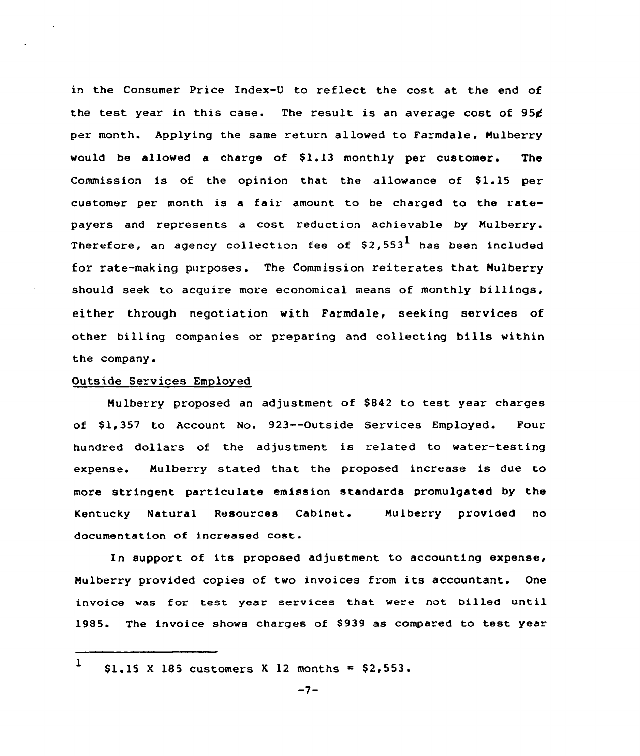in the Consumer Price Index-U to reflect the cost at the end of the test year in this case. The result is an average cost of 95¢ per month. Applying the same return allowed to Farmdale, Mulberry would be allowed a charge of $1.13 monthly per customer. The Commission is of the opinion that the allowance of $1.15 per customer per month is a fair amount to be charged to the ratepayers and represents a cost reduction achievable by Mulberry. Therefore, an agency collection fee of $2,553[1] has been included for rate-making purposes. The Commission reiterates that Mulberry should seek to acquire more economical means of monthly billings, either through negotiation with Farmdale, seeking services of other billing companies or preparing and collecting bills within the company.

Outside Services Employed

Mulberry proposed an adjustment of $842 to test year charges of $1,357 to Account No. 923--Outside Services Employed. Four hundred dollars of the adjustment is related to water-testing expense. Mulberry stated that the proposed increase is due to more stringent particulate emission standards promulgated by the Kentucky Natural Resources Cabinet. Mulberry provided no documentation of increased cost.

In support of its proposed adjustment to accounting expense, Mulberry provided copies of two invoices from its accountant. One invoice was for test year services that were not billed until 1985. The invoice shows charges of $939 as compared to test year

---

[1] $1.15 X 185 customers X 12 months = $2,553.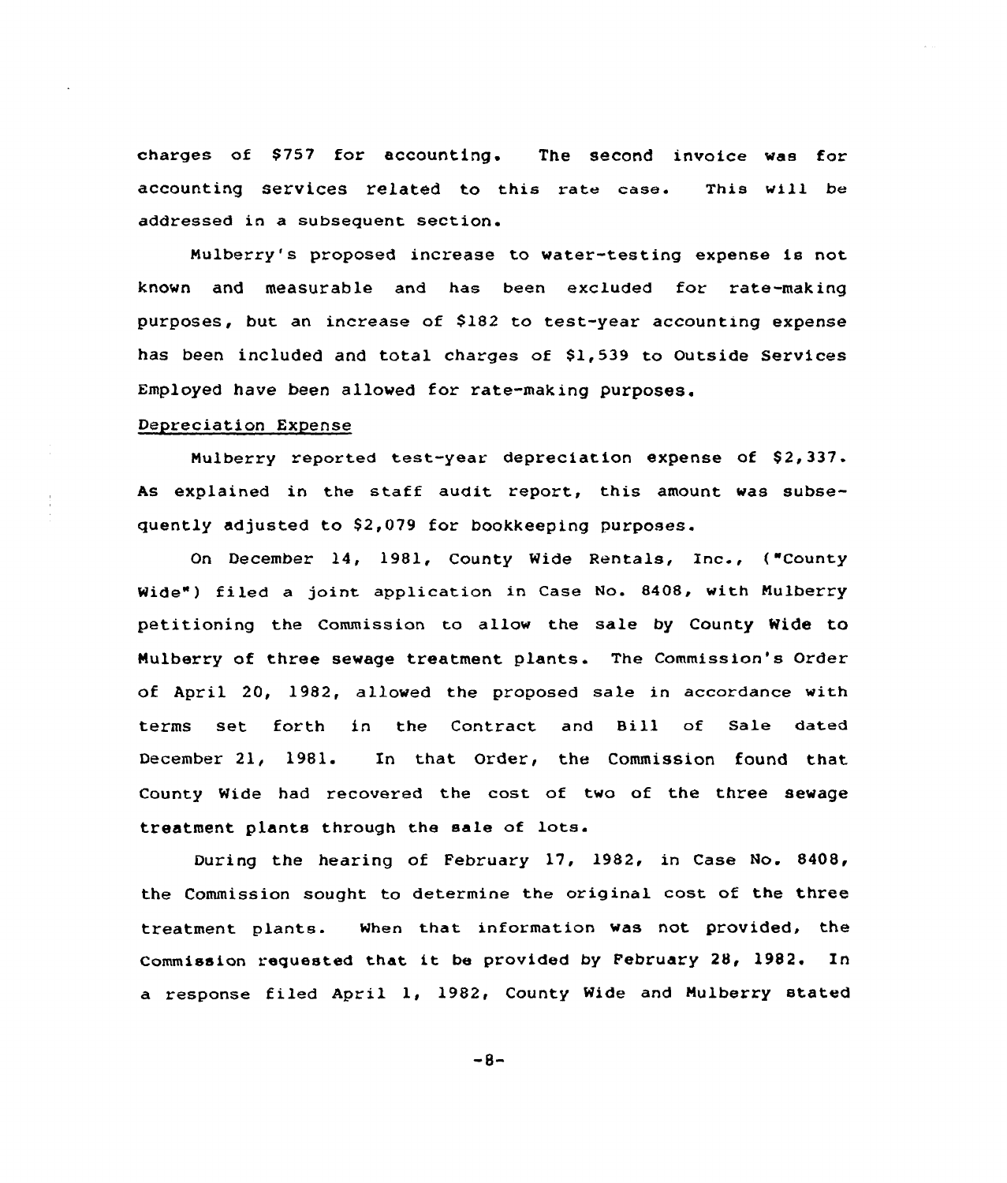charges of $757 for accounting. The second invoice was for accounting services related to this rate case. This will be addressed in a subsequent section.

Mulberry's proposed increase to water-testing expense is not known and measurable and has been excluded for rate-making purposes, but an increase of $182 to test-year accounting expense has been included and total charges of $1,539 to Outside Services Employed have been allowed for rate-making purposes.

Depreciation Expense

Mulberry reported test-year depreciation expense of $2,337. As explained in the staff audit report, this amount was subsequently adjusted to $2,079 for bookkeeping purposes.

On December 14, 1981, County Wide Rentals, Inc., ("County Wide") filed a joint application in Case No. 8408, with Mulberry petitioning the Commission to allow the sale by County Wide to Mulberry of three sewage treatment plants. The Commission's Order of April 20, 1982, allowed the proposed sale in accordance with terms set forth in the Contract and Bill of Sale dated December 21, 1981. In that Order, the Commission found that County Wide had recovered the cost of two of the three sewage treatment plants through the sale of lots.

During the hearing of February 17, 1982, in Case No. 8408, the Commission sought to determine the original cost of the three treatment plants. When that information was not provided, the Commission requested that it be provided by February 28, 1982. In a response filed April 1, 1982, County Wide and Mulberry stated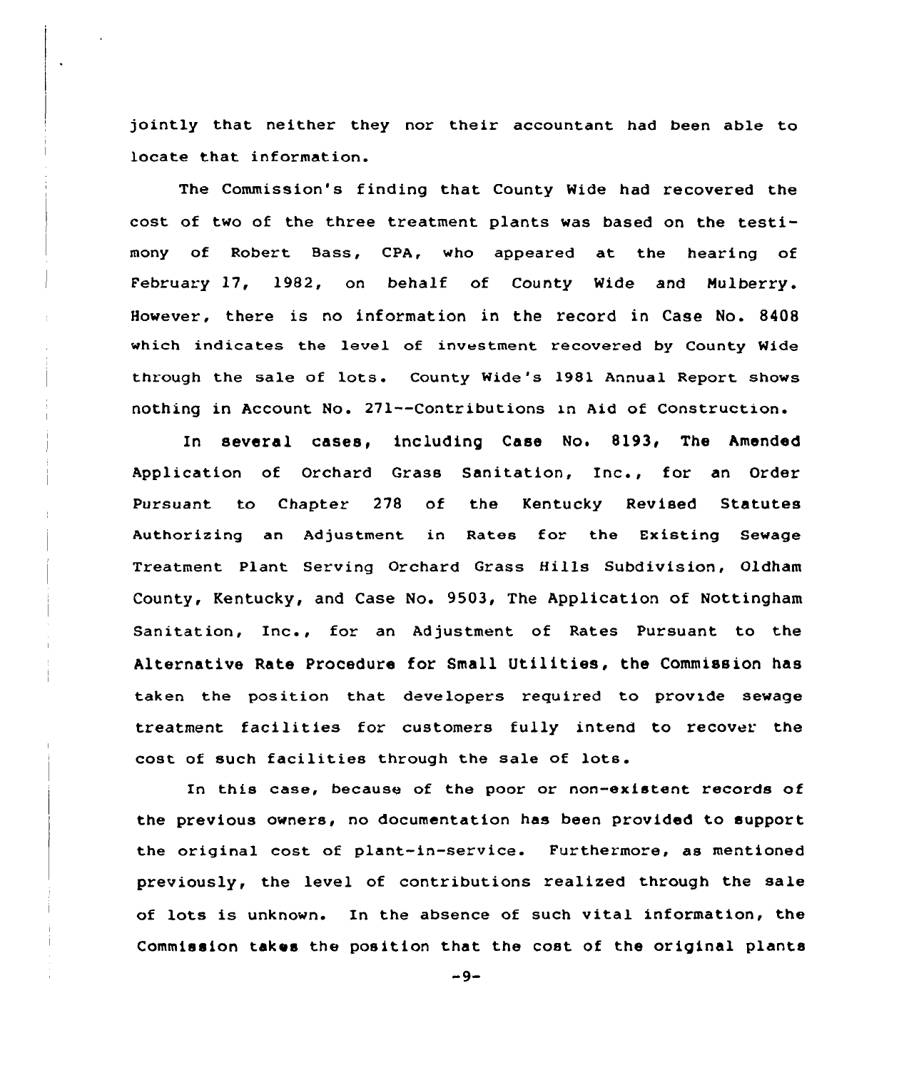jointly that neither they nor their accountant had been able to locate that information.

The Commission's finding that County Wide had recovered the cost of two of the three treatment plants was based on the testimony of Robert Bass, CPA, who appeared at the hearing of February 17, 1982, on behalf of County Wide and Mulberry. However, there is no information in the record in Case No. 8408 which indicates the level of investment recovered by County Wide through the sale of lots. County Wide's 1981 Annual Report shows nothing in Account No. 271--Contributions in Aid of Construction.

In several cases, including Case No. 8193, The Amended Application of Orchard Grass Sanitation, Inc., for an Order Pursuant to Chapter 278 of the Kentucky Revised Statutes Authorizing an Adjustment in Rates for the Existing Sewage Treatment Plant Serving Orchard Grass Hills Subdivision, Oldham County, Kentucky, and Case No. 9503, The Application of Nottingham Sanitation, Inc., for an Adjustment of Rates Pursuant to the Alternative Rate Procedure for Small Utilities, the Commission has taken the position that developers required to provide sewage treatment facilities for customers fully intend to recover the cost of such facilities through the sale of lots.

In this case, because of the poor or non-existent records of the previous owners, no documentation has been provided to support the original cost of plant-in-service. Furthermore, as mentioned previously, the level of contributions realized through the sale of lots is unknown. In the absence of such vital information, the Commission takes the position that the cost of the original plants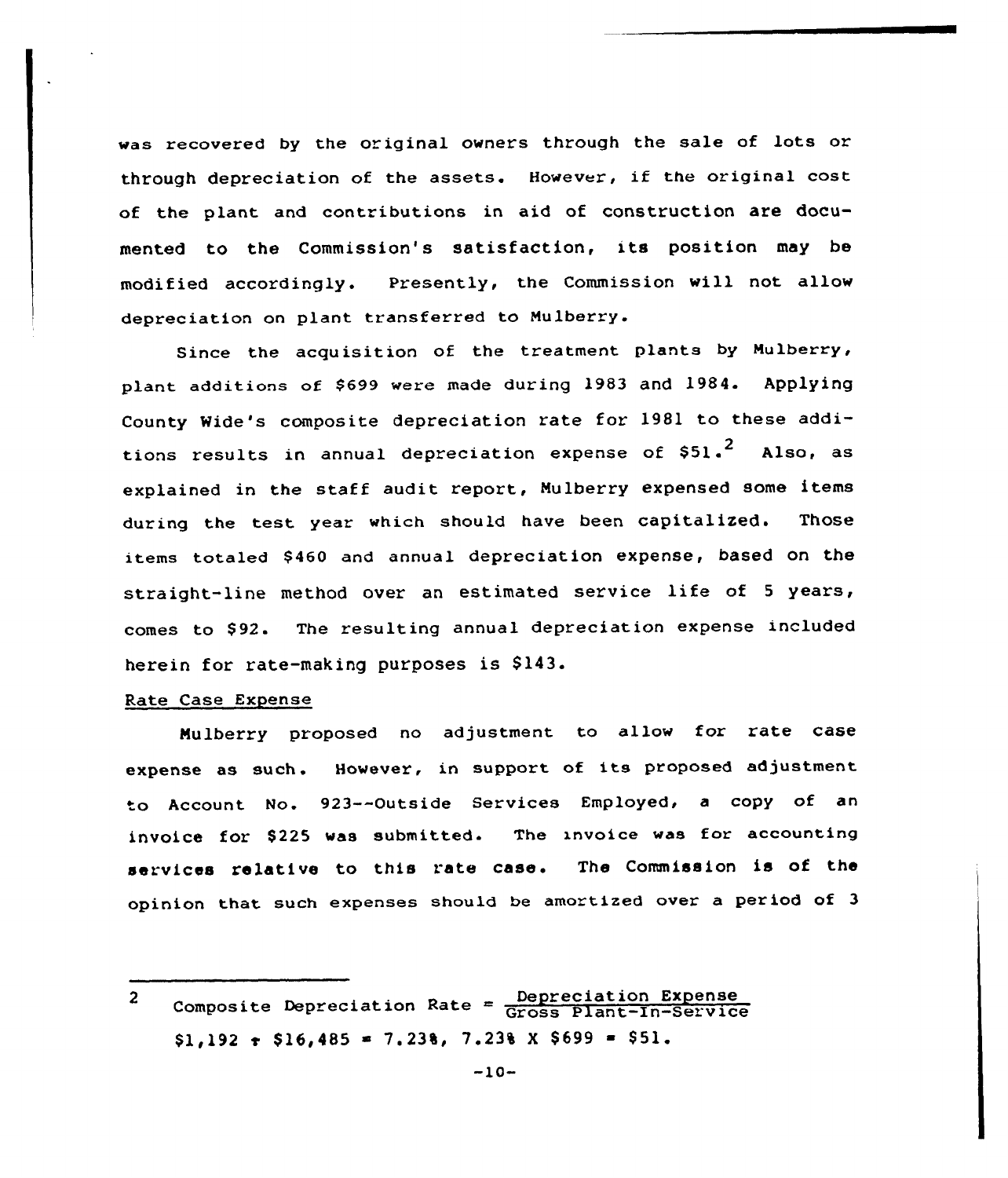was recovered by the original owners through the sale of lots or through depreciation of the assets. However, if the original cost of the plant and contributions in aid of construction are documented to the Commission's satisfaction, its position may be modified accordingly. Presently, the Commission will not allow depreciation on plant transferred to Mulberry.

Since the acquisition of the treatment plants by Mulberry, plant additions of $699 were made during 1983 and 1984. Applying County Wide's composite depreciation rate for 1981 to these additions results in annual depreciation expense of $51.[2] Also, as explained in the staff audit report, Mulberry expensed some items during the test year which should have been capitalized. Those items totaled $460 and annual depreciation expense, based on the straight-line method over an estimated service life of 5 years, comes to $92. The resulting annual depreciation expense included herein for rate-making purposes is $143.

Rate Case Expense

Mulberry proposed no adjustment to allow for rate case expense as such. However, in support of its proposed adjustment to Account No. 923--Outside Services Employed, a copy of an invoice for $225 was submitted. The invoice was for accounting services relative to this rate case. The Commission is of the opinion that such expenses should be amortized over a period of 3

---

[2] Composite Depreciation Rate = $\frac{\text{Depreciation Expense}}{\text{Gross Plant-In-Service}}$

$1,192 ÷ $16,485 = 7.23%, 7.23% X $699 = $51.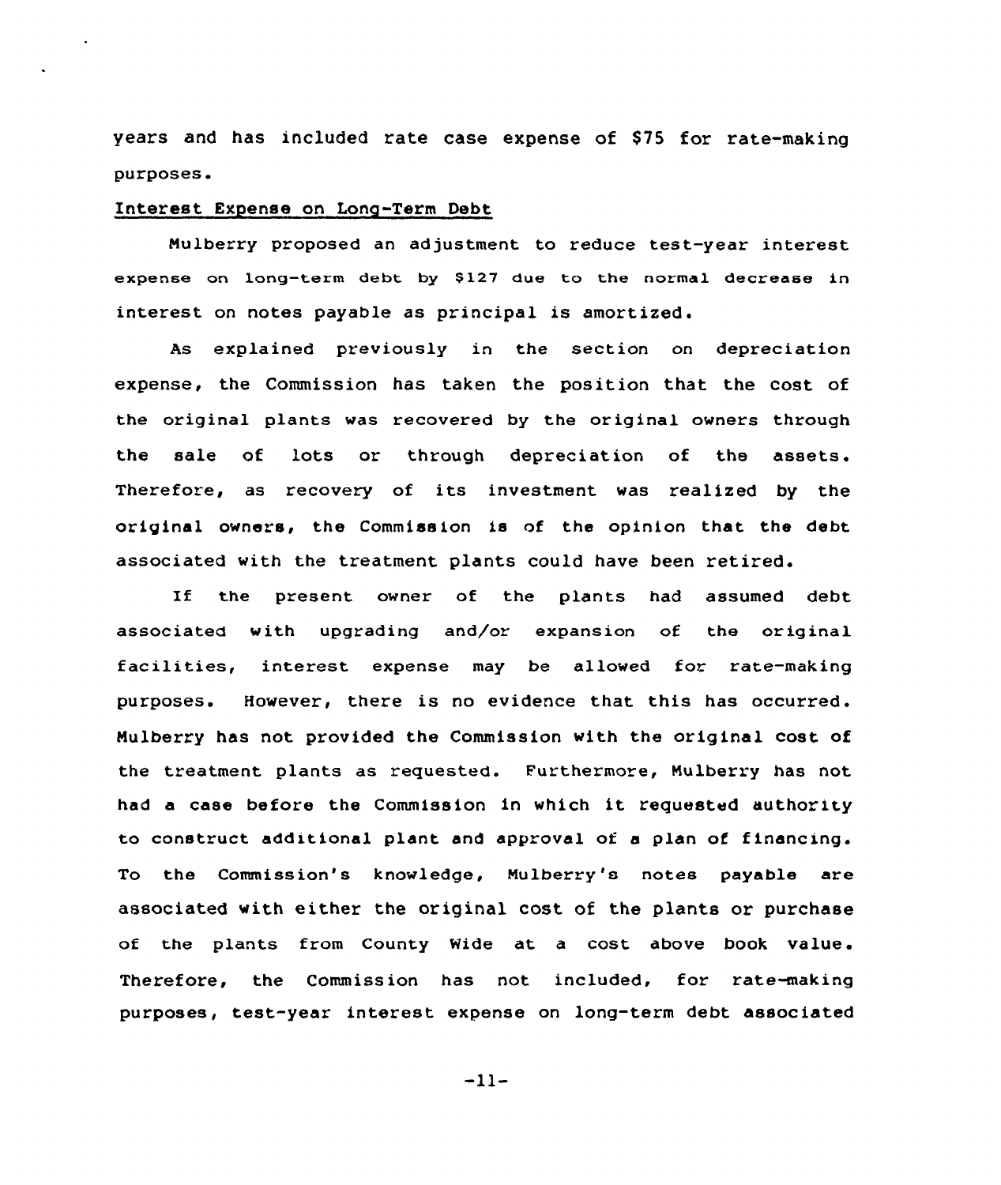years and has included rate case expense of $75 for rate-making purposes.

Interest Expense on Long-Term Debt

Mulberry proposed an adjustment to reduce test-year interest expense on long-term debt by $127 due to the normal decrease in interest on notes payable as principal is amortized.

As explained previously in the section on depreciation expense, the Commission has taken the position that the cost of the original plants was recovered by the original owners through the sale of lots or through depreciation of the assets. Therefore, as recovery of its investment was realized by the original owners, the Commission is of the opinion that the debt associated with the treatment plants could have been retired.

If the present owner of the plants had assumed debt associated with upgrading and/or expansion of the original facilities, interest expense may be allowed for rate-making purposes. However, there is no evidence that this has occurred. Mulberry has not provided the Commission with the original cost of the treatment plants as requested. Furthermore, Mulberry has not had a case before the Commission in which it requested authority to construct additional plant and approval of a plan of financing. To the Commission's knowledge, Mulberry's notes payable are associated with either the original cost of the plants or purchase of the plants from County Wide at a cost above book value. Therefore, the Commission has not included, for rate-making purposes, test-year interest expense on long-term debt associated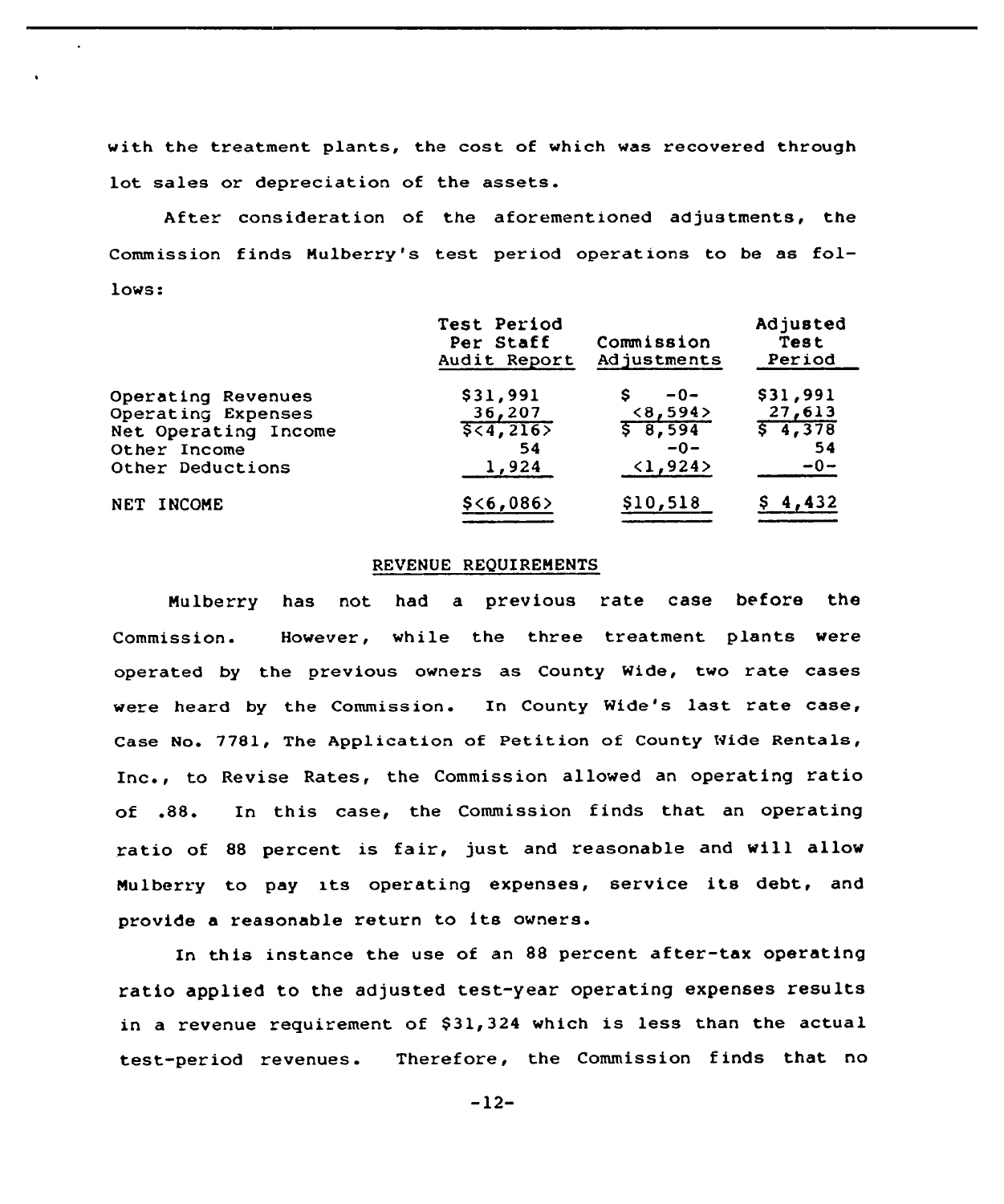with the treatment plants, the cost of which was recovered through lot sales or depreciation of the assets.

After consideration of the aforementioned adjustments, the Commission finds Mulberry's test period operations to be as follows:

| | Test Period Per Staff Audit Report | Commission Adjustments | Adjusted Test Period |
|---|---|---|---|
| Operating Revenues | $31,991 | $ -0- | $31,991 |
| Operating Expenses | 36,207 | <8,594> | 27,613 |
| Net Operating Income | $<4,216> | $ 8,594 | $ 4,378 |
| Other Income | 54 | -0- | 54 |
| Other Deductions | 1,924 | <1,924> | -0- |
| NET INCOME | $<6,086> | $10,518 | $ 4,432 |

## REVENUE REQUIREMENTS

Mulberry has not had a previous rate case before the Commission. However, while the three treatment plants were operated by the previous owners as County Wide, two rate cases were heard by the Commission. In County Wide's last rate case, Case No. 7781, The Application of Petition of County Wide Rentals, Inc., to Revise Rates, the Commission allowed an operating ratio of .88. In this case, the Commission finds that an operating ratio of 88 percent is fair, just and reasonable and will allow Mulberry to pay its operating expenses, service its debt, and provide a reasonable return to its owners.

In this instance the use of an 88 percent after-tax operating ratio applied to the adjusted test-year operating expenses results in a revenue requirement of $31,324 which is less than the actual test-period revenues. Therefore, the Commission finds that no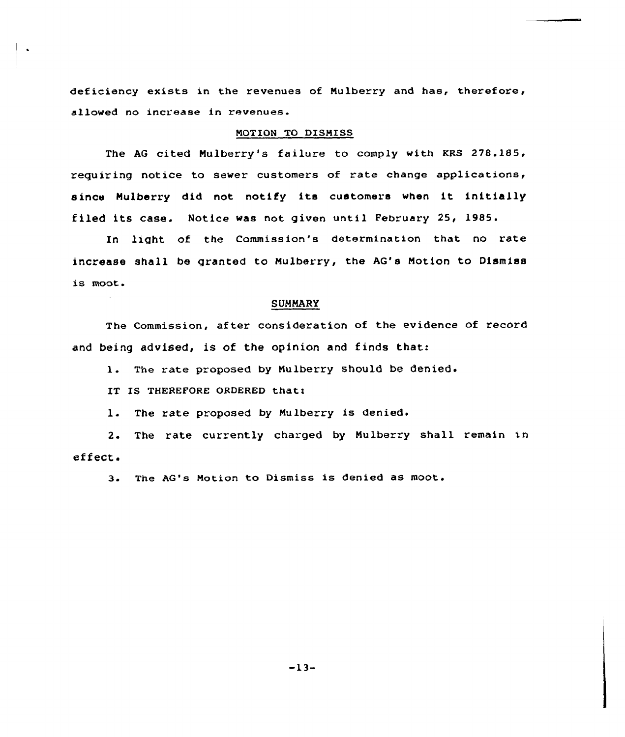deficiency exists in the revenues of Mulberry and has, therefore, allowed no increase in revenues.

## MOTION TO DISMISS

The AG cited Mulberry's failure to comply with KRS 278.185, requiring notice to sewer customers of rate change applications, since Mulberry did not notify its customers when it initially filed its case. Notice was not given until February 25, 1985.

In light of the Commission's determination that no rate increase shall be granted to Mulberry, the AG's Motion to Dismiss is moot.

## SUMMARY

The Commission, after consideration of the evidence of record and being advised, is of the opinion and finds that:

1. The rate proposed by Mulberry should be denied.

IT IS THEREFORE ORDERED that:

1. The rate proposed by Mulberry is denied.
2. The rate currently charged by Mulberry shall remain in effect.
3. The AG's Motion to Dismiss is denied as moot.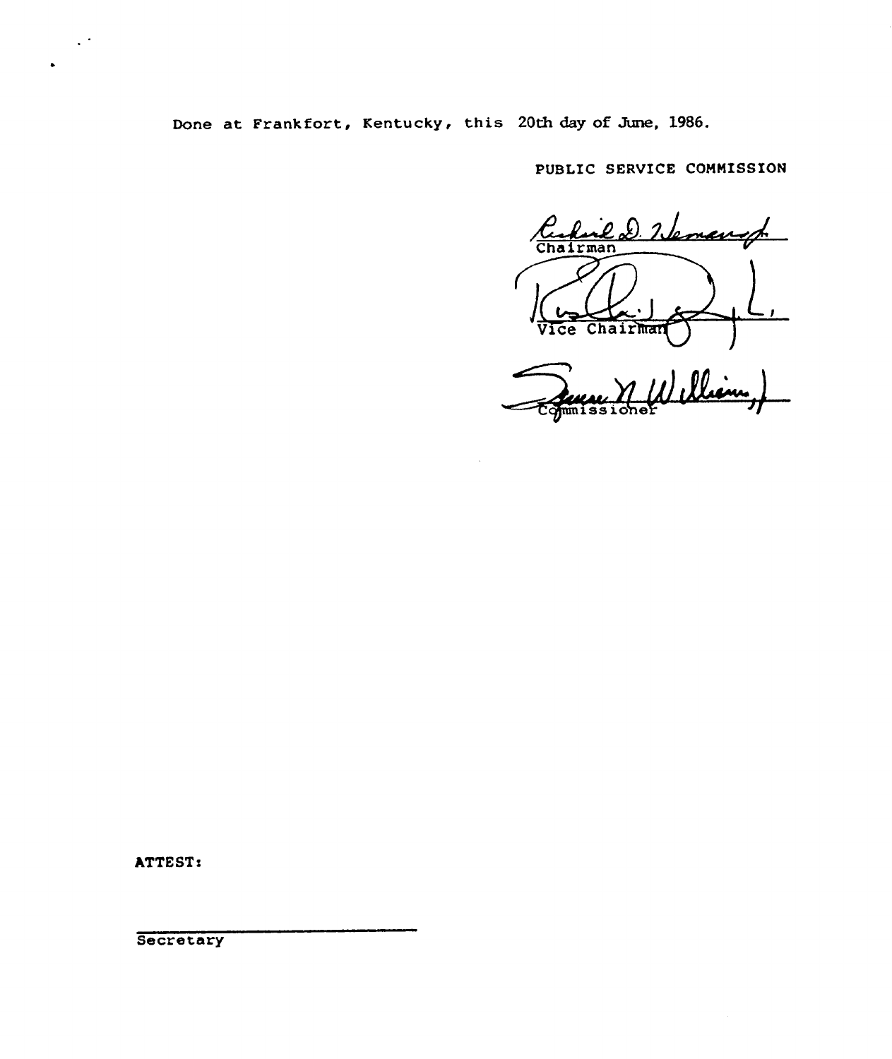Done at Frankfort, Kentucky, this 20th day of June, 1986.

PUBLIC SERVICE COMMISSION

Chairman

Vice Chairman

Commissioner

ATTEST:

Secretary